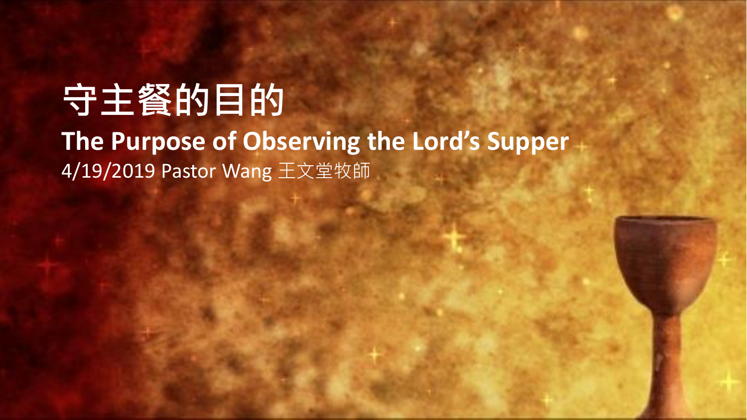# 守主餐的目的

## The Purpose of Observing the Lord's Supper

4/19/2019 Pastor Wang 王文堂牧師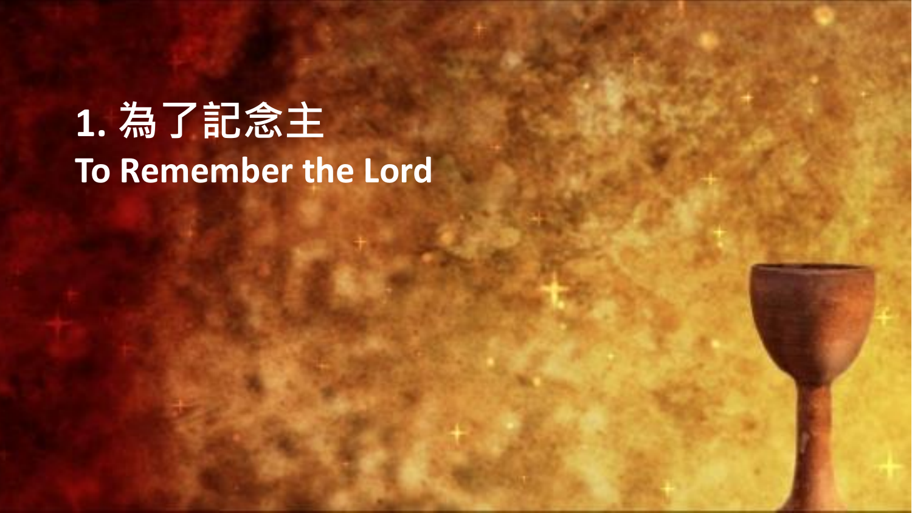# 1. 為了記念主
## To Remember the Lord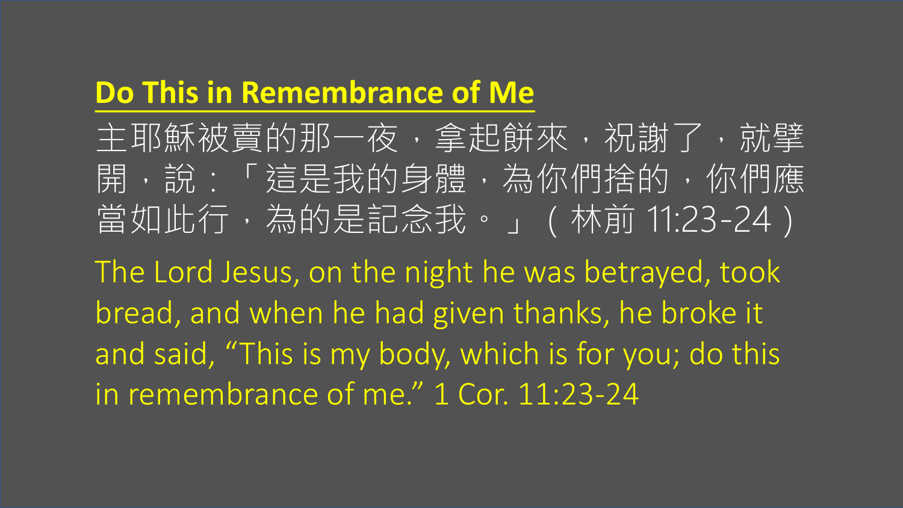## Do This in Remembrance of Me

主耶穌被賣的那一夜，拿起餅來，祝謝了，就擘開，說：「這是我的身體，為你們捨的，你們應當如此行，為的是記念我。」（林前 11:23-24）

The Lord Jesus, on the night he was betrayed, took bread, and when he had given thanks, he broke it and said, "This is my body, which is for you; do this in remembrance of me." 1 Cor. 11:23-24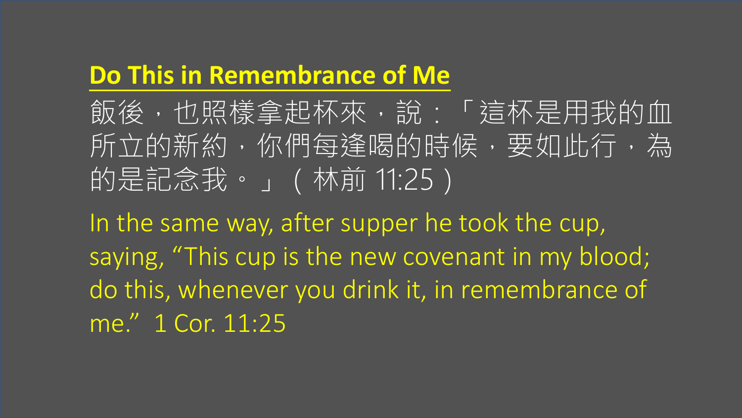## Do This in Remembrance of Me

飯後，也照樣拿起杯來，說：「這杯是用我的血所立的新約，你們每逢喝的時候，要如此行，為的是記念我。」（林前 11:25）

In the same way, after supper he took the cup, saying, "This cup is the new covenant in my blood; do this, whenever you drink it, in remembrance of me." 1 Cor. 11:25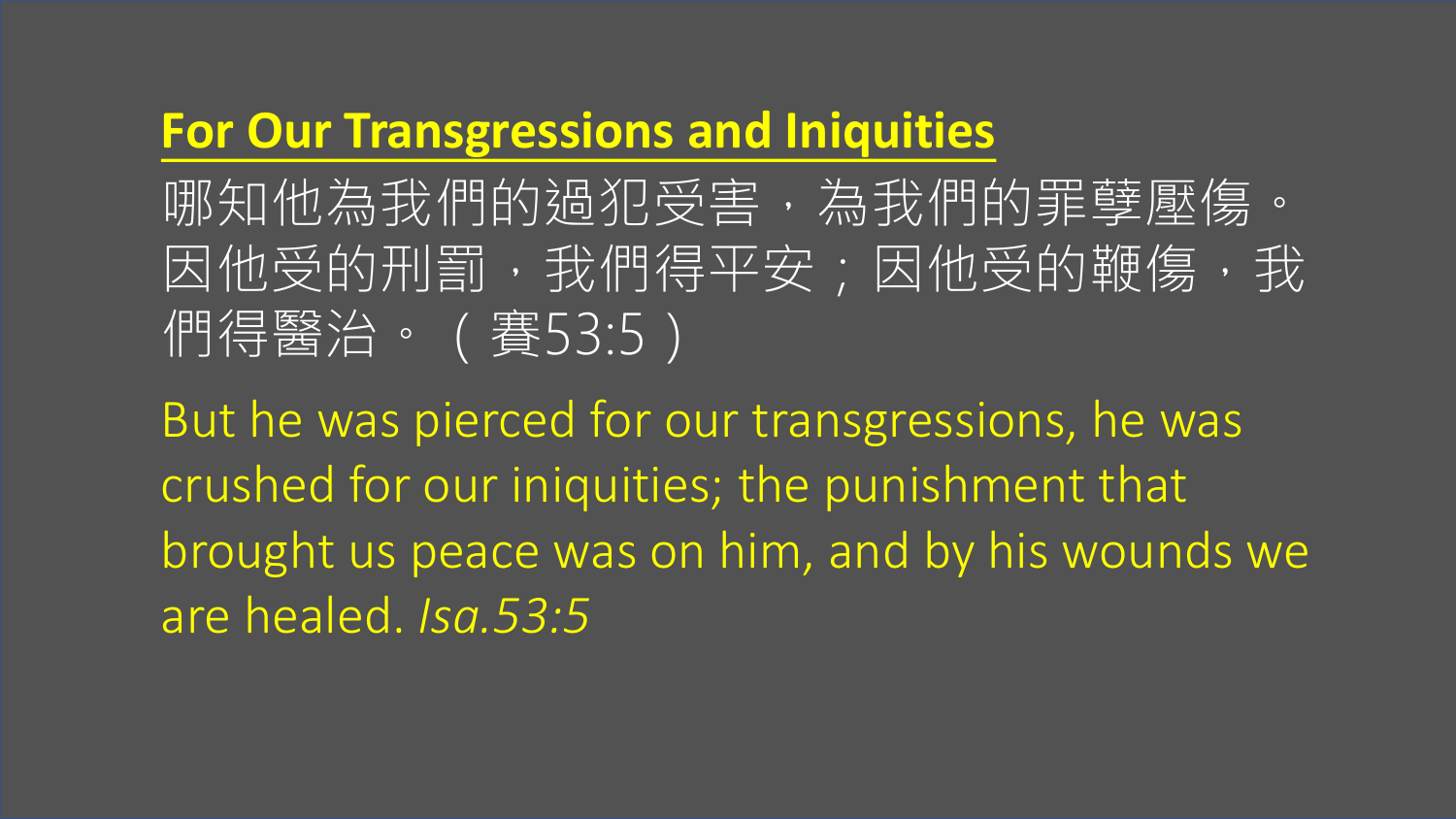## **For Our Transgressions and Iniquities**

哪知他為我們的過犯受害，為我們的罪孽壓傷。因他受的刑罰，我們得平安；因他受的鞭傷，我們得醫治。（賽53:5）

But he was pierced for our transgressions, he was crushed for our iniquities; the punishment that brought us peace was on him, and by his wounds we are healed. *Isa.53:5*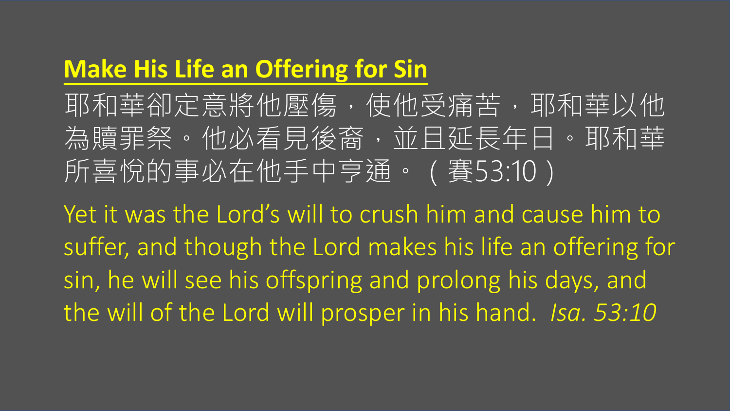## Make His Life an Offering for Sin

耶和華卻定意將他壓傷，使他受痛苦，耶和華以他為贖罪祭。他必看見後裔，並且延長年日。耶和華所喜悅的事必在他手中亨通。（賽53:10）

Yet it was the Lord’s will to crush him and cause him to suffer, and though the Lord makes his life an offering for sin, he will see his offspring and prolong his days, and the will of the Lord will prosper in his hand. *Isa. 53:10*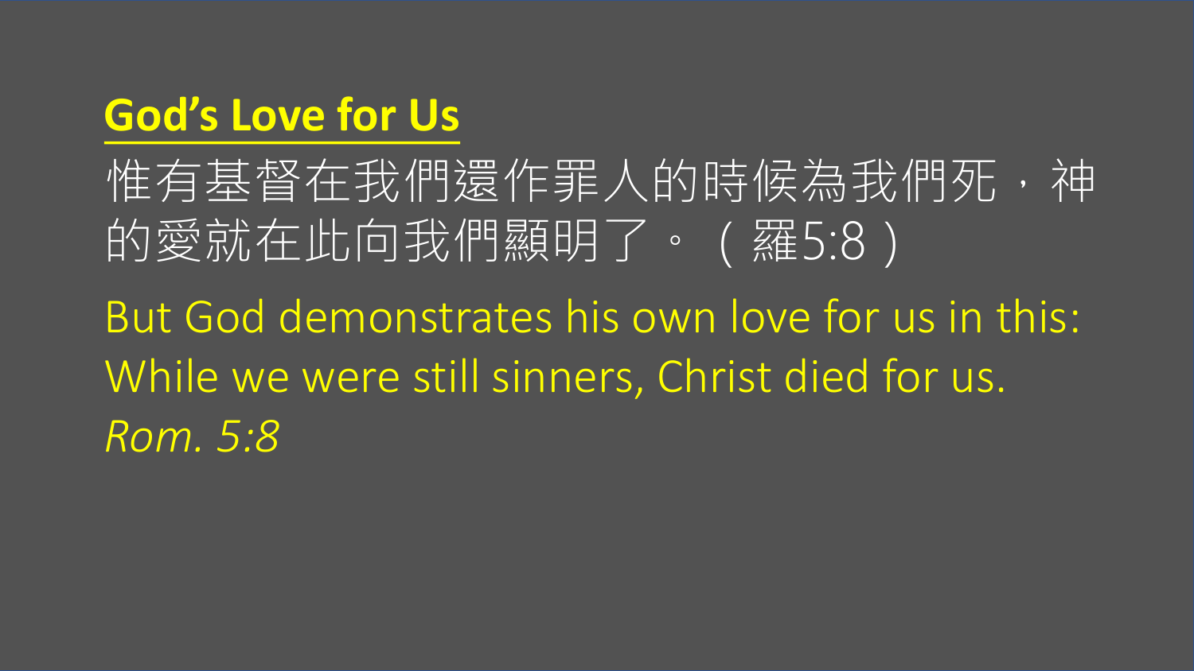## God's Love for Us

惟有基督在我們還作罪人的時候為我們死，神的愛就在此向我們顯明了。（羅5:8）

But God demonstrates his own love for us in this: While we were still sinners, Christ died for us. *Rom. 5:8*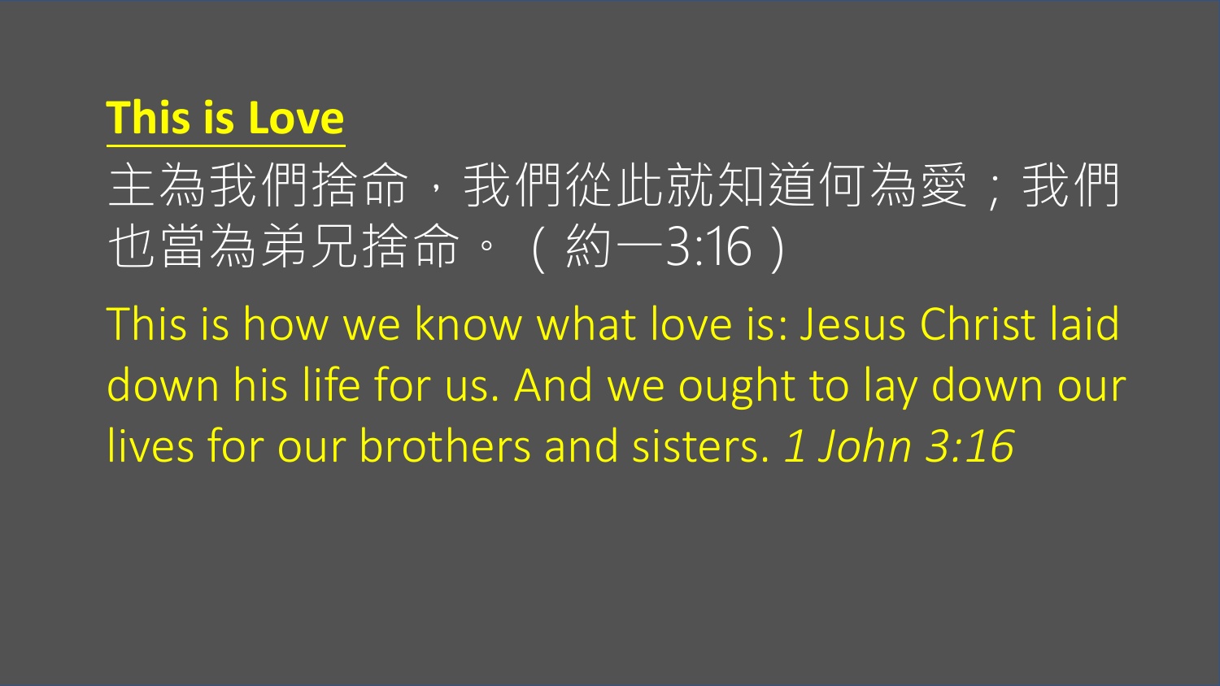**<u>This is Love</u>**

主為我們捨命，我們從此就知道何為愛；我們也當為弟兄捨命。（約一3:16）

This is how we know what love is: Jesus Christ laid down his life for us. And we ought to lay down our lives for our brothers and sisters. *1 John 3:16*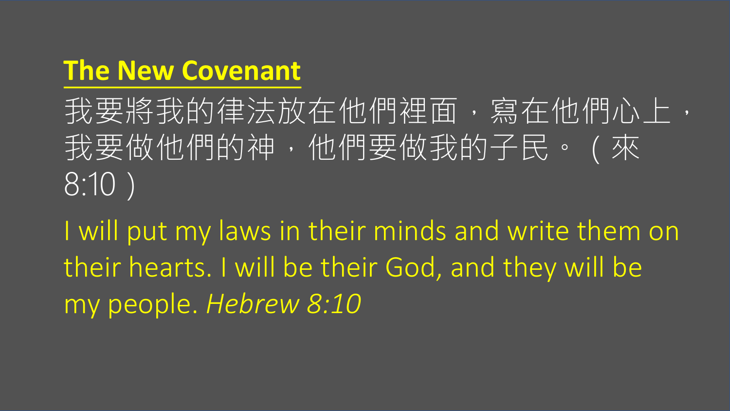## The New Covenant

我要將我的律法放在他們裡面，寫在他們心上，我要做他們的神，他們要做我的子民。（來 8:10）

I will put my laws in their minds and write them on their hearts. I will be their God, and they will be my people. *Hebrew 8:10*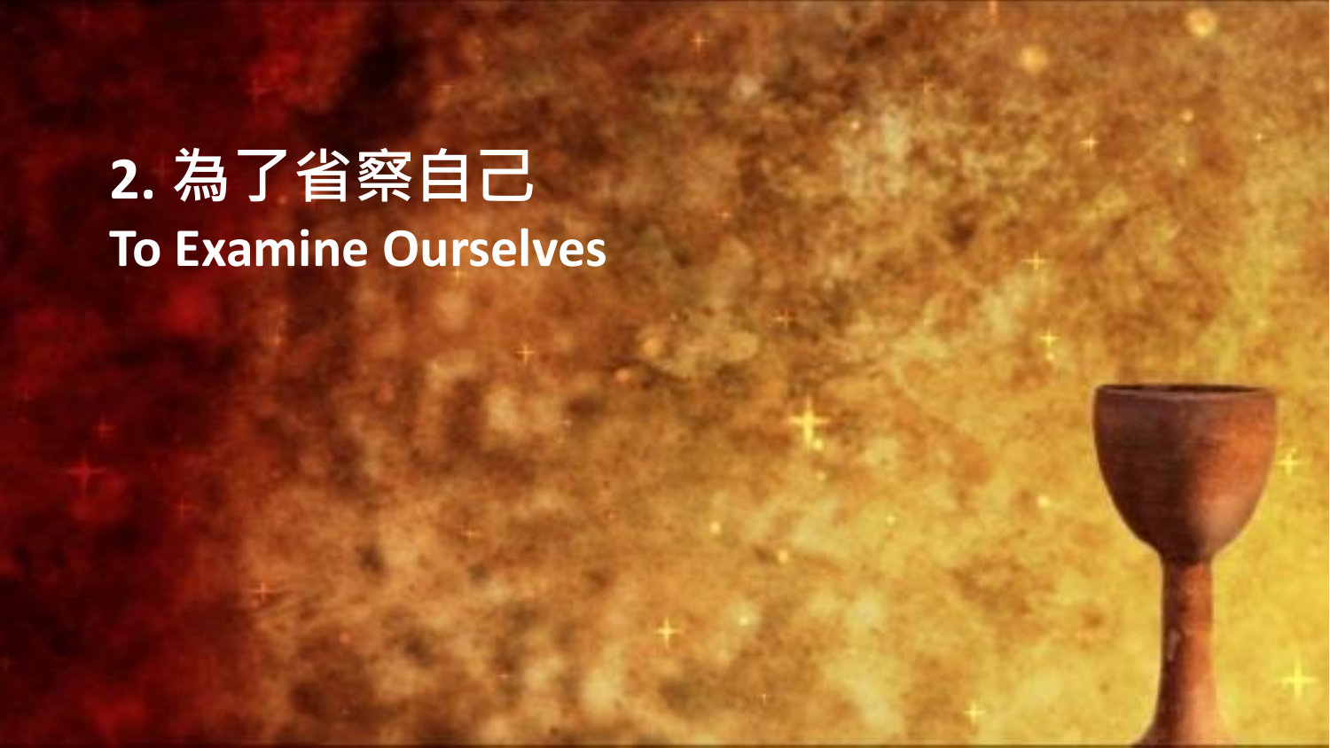## 2. 為了省察自己
## To Examine Ourselves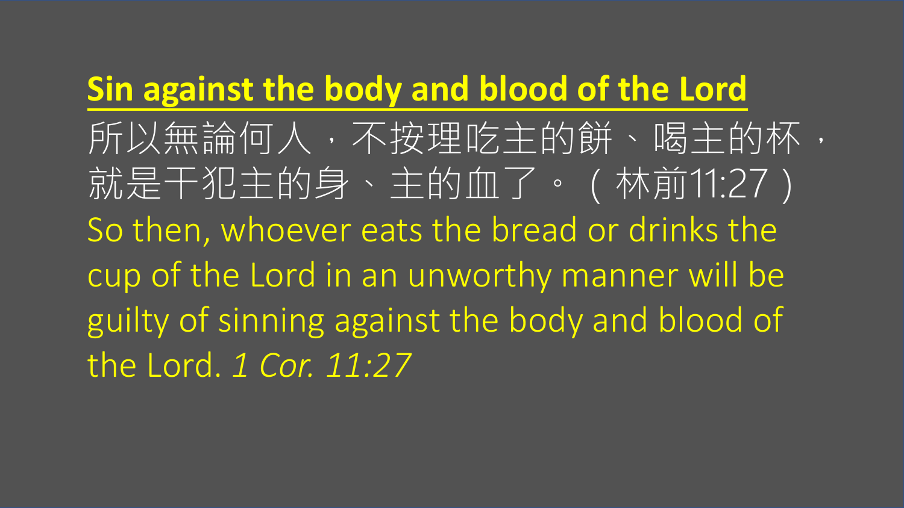## Sin against the body and blood of the Lord

所以無論何人，不按理吃主的餅、喝主的杯，就是干犯主的身、主的血了。（林前11:27）

So then, whoever eats the bread or drinks the cup of the Lord in an unworthy manner will be guilty of sinning against the body and blood of the Lord. *1 Cor. 11:27*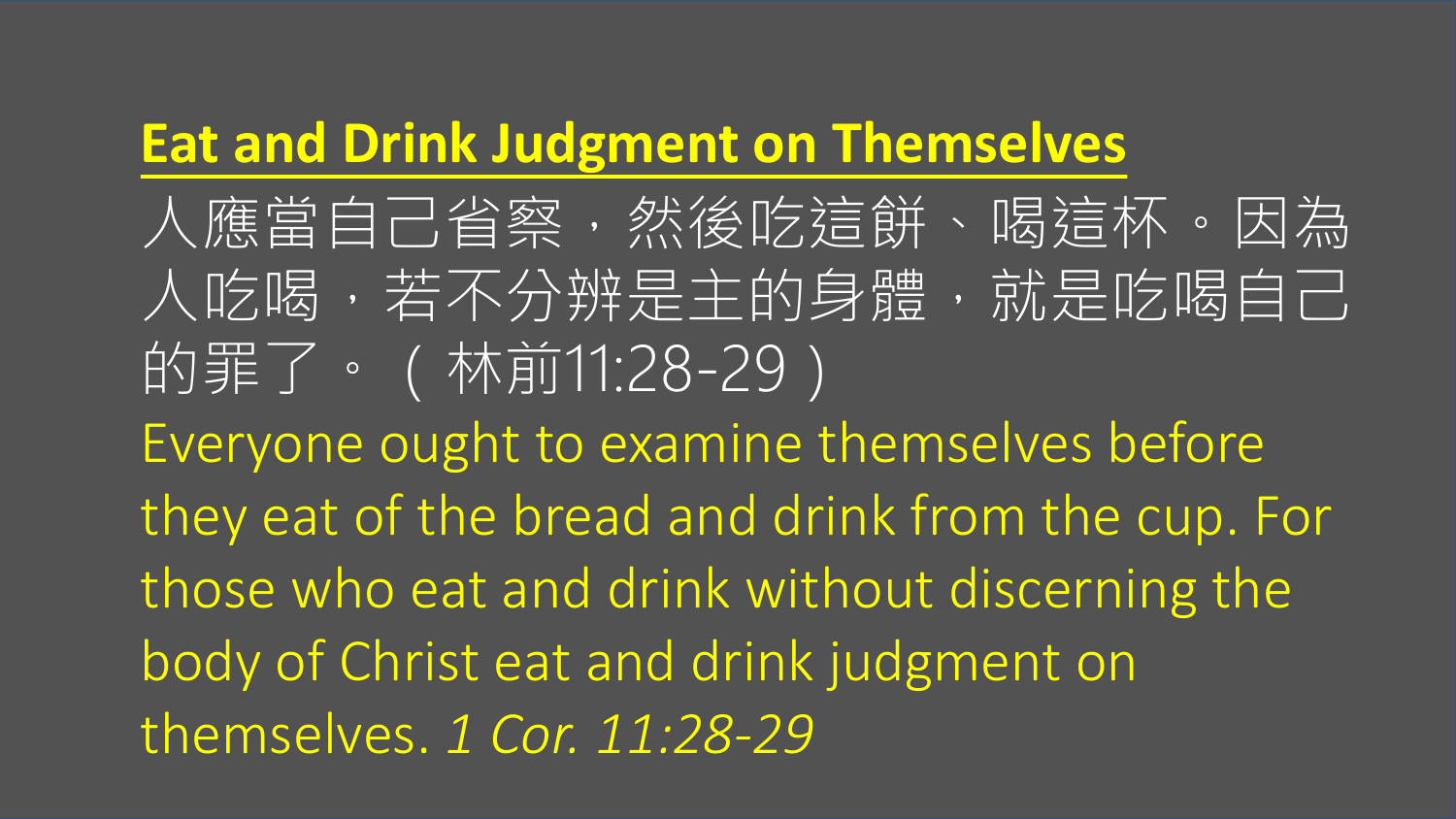## Eat and Drink Judgment on Themselves

人應當自己省察，然後吃這餅、喝這杯。因為人吃喝，若不分辨是主的身體，就是吃喝自己的罪了。（林前11:28-29）

Everyone ought to examine themselves before they eat of the bread and drink from the cup. For those who eat and drink without discerning the body of Christ eat and drink judgment on themselves. *1 Cor. 11:28-29*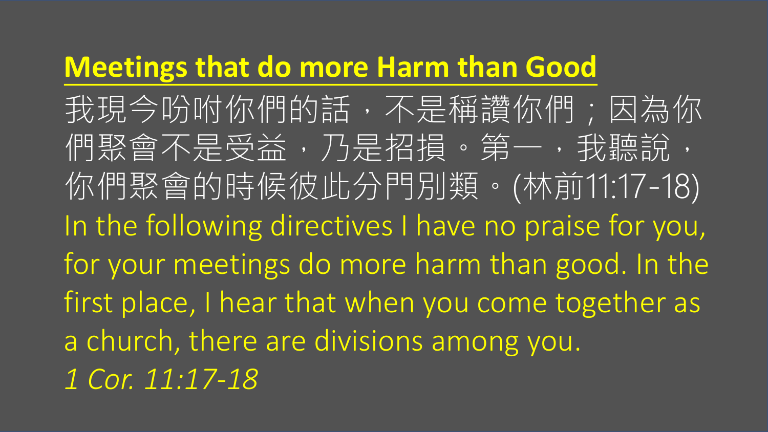## **Meetings that do more Harm than Good**

我現今吩咐你們的話，不是稱讚你們；因為你們聚會不是受益，乃是招損。第一，我聽說，你們聚會的時候彼此分門別類。(林前11:17-18)

In the following directives I have no praise for you, for your meetings do more harm than good. In the first place, I hear that when you come together as a church, there are divisions among you.

*1 Cor. 11:17-18*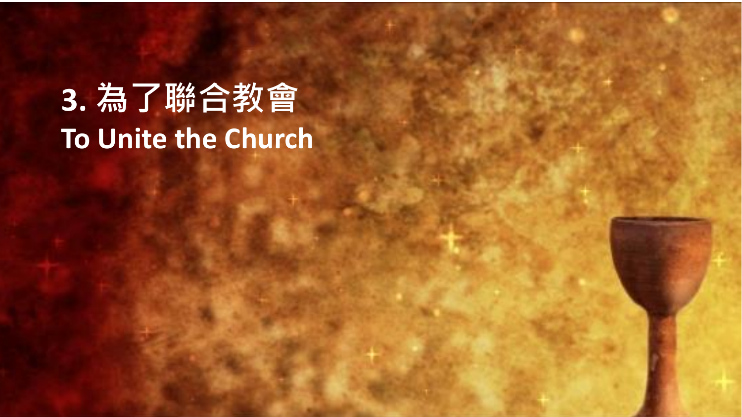# 3. 為了聯合教會

# To Unite the Church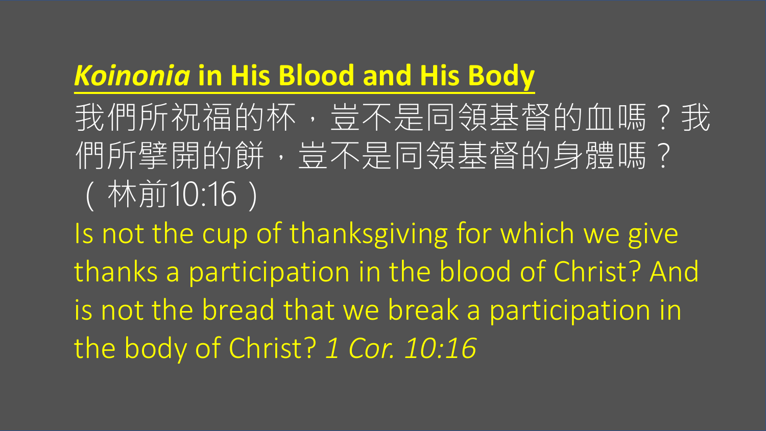## ***Koinonia* in His Blood and His Body**

我們所祝福的杯，豈不是同領基督的血嗎？我們所擘開的餅，豈不是同領基督的身體嗎？（林前10:16）

Is not the cup of thanksgiving for which we give thanks a participation in the blood of Christ? And is not the bread that we break a participation in the body of Christ? *1 Cor. 10:16*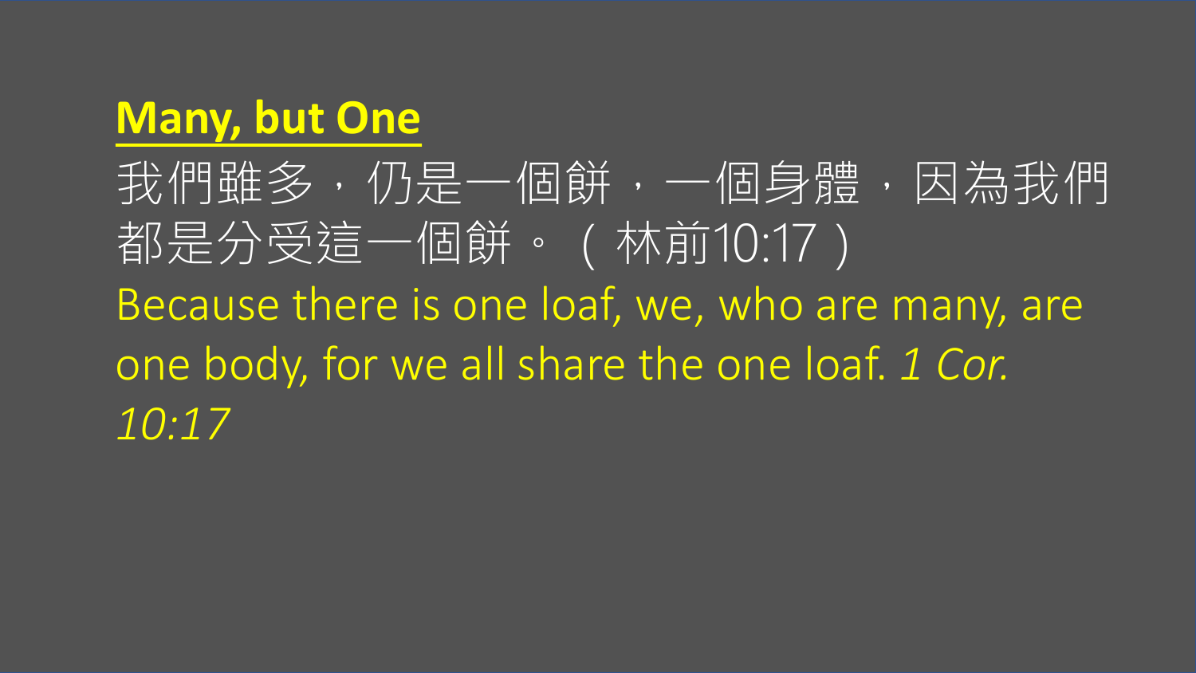**Many, but One**

我們雖多，仍是一個餅，一個身體，因為我們都是分受這一個餅。（林前10:17）

Because there is one loaf, we, who are many, are one body, for we all share the one loaf. *1 Cor. 10:17*